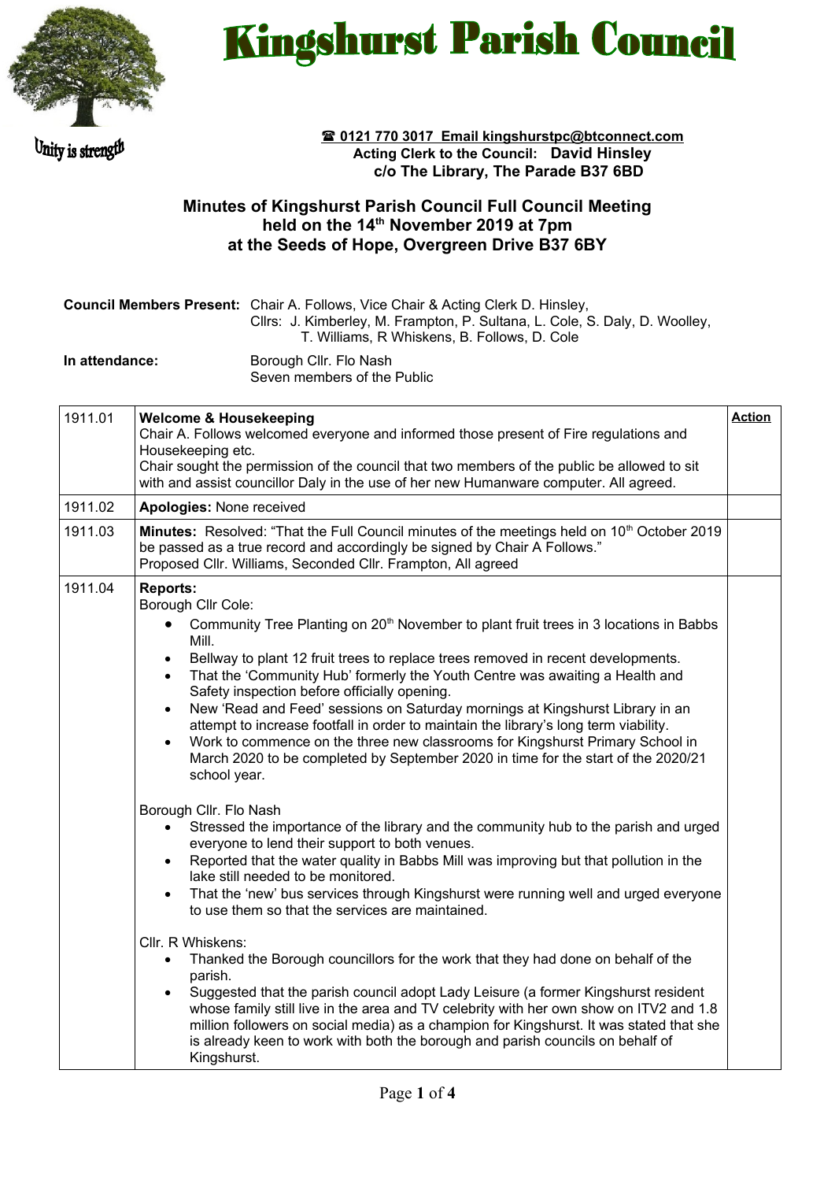# Kingshurst Parish Council

Unity is strength

**☎ 0121 770 3017 Email kingshurstpc@btconnect.com**
**Acting Clerk to the Council: David Hinsley**
**c/o The Library, The Parade B37 6BD**

## Minutes of Kingshurst Parish Council Full Council Meeting held on the 14th November 2019 at 7pm at the Seeds of Hope, Overgreen Drive B37 6BY

**Council Members Present:** Chair A. Follows, Vice Chair & Acting Clerk D. Hinsley, Cllrs: J. Kimberley, M. Frampton, P. Sultana, L. Cole, S. Daly, D. Woolley, T. Williams, R Whiskens, B. Follows, D. Cole

**In attendance:** Borough Cllr. Flo Nash
Seven members of the Public

| | | **Action** |
|---|---|---|
| 1911.01 | **Welcome & Housekeeping**<br>Chair A. Follows welcomed everyone and informed those present of Fire regulations and Housekeeping etc.<br>Chair sought the permission of the council that two members of the public be allowed to sit with and assist councillor Daly in the use of her new Humanware computer. All agreed. | |
| 1911.02 | **Apologies:** None received | |
| 1911.03 | **Minutes:** Resolved: "That the Full Council minutes of the meetings held on 10th October 2019 be passed as a true record and accordingly be signed by Chair A Follows."<br>Proposed Cllr. Williams, Seconded Cllr. Frampton, All agreed | |
| 1911.04 | **Reports:**<br>Borough Cllr Cole:<br>• Community Tree Planting on 20th November to plant fruit trees in 3 locations in Babbs Mill.<br>• Bellway to plant 12 fruit trees to replace trees removed in recent developments.<br>• That the 'Community Hub' formerly the Youth Centre was awaiting a Health and Safety inspection before officially opening.<br>• New 'Read and Feed' sessions on Saturday mornings at Kingshurst Library in an attempt to increase footfall in order to maintain the library's long term viability.<br>• Work to commence on the three new classrooms for Kingshurst Primary School in March 2020 to be completed by September 2020 in time for the start of the 2020/21 school year.<br><br>Borough Cllr. Flo Nash<br>• Stressed the importance of the library and the community hub to the parish and urged everyone to lend their support to both venues.<br>• Reported that the water quality in Babbs Mill was improving but that pollution in the lake still needed to be monitored.<br>• That the 'new' bus services through Kingshurst were running well and urged everyone to use them so that the services are maintained.<br><br>Cllr. R Whiskens:<br>• Thanked the Borough councillors for the work that they had done on behalf of the parish.<br>• Suggested that the parish council adopt Lady Leisure (a former Kingshurst resident whose family still live in the area and TV celebrity with her own show on ITV2 and 1.8 million followers on social media) as a champion for Kingshurst. It was stated that she is already keen to work with both the borough and parish councils on behalf of Kingshurst. | |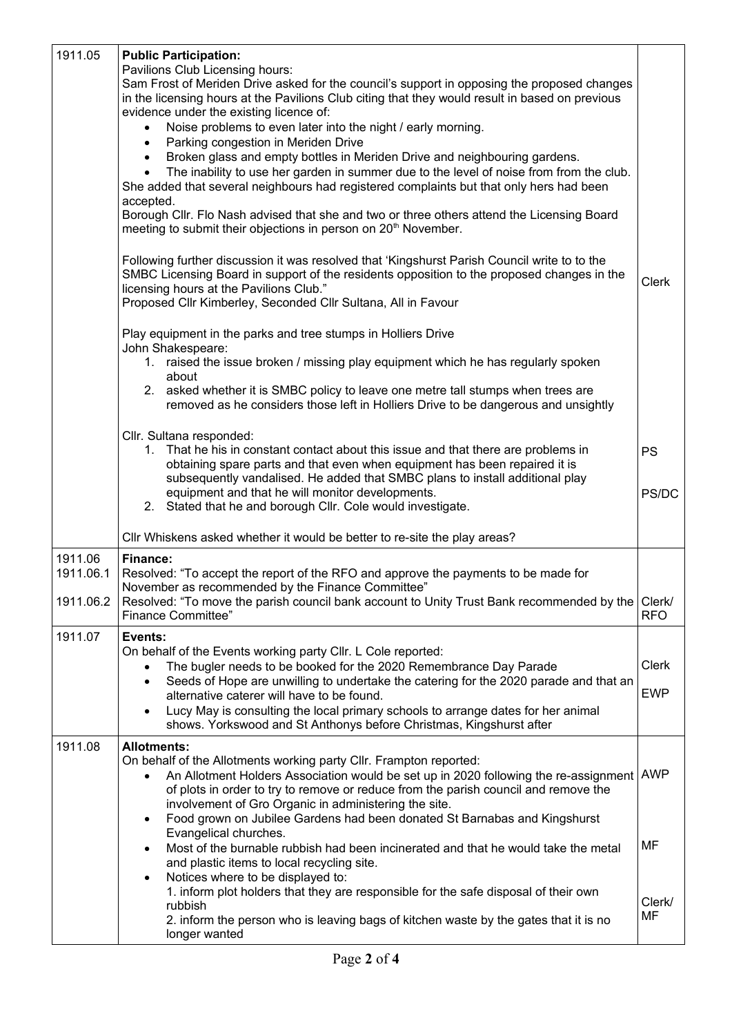| | | |
|---|---|---|
| 1911.05 | **Public Participation:**<br>Pavilions Club Licensing hours:<br>Sam Frost of Meriden Drive asked for the council's support in opposing the proposed changes in the licensing hours at the Pavilions Club citing that they would result in based on previous evidence under the existing licence of:<br>• Noise problems to even later into the night / early morning.<br>• Parking congestion in Meriden Drive<br>• Broken glass and empty bottles in Meriden Drive and neighbouring gardens.<br>• The inability to use her garden in summer due to the level of noise from from the club.<br>She added that several neighbours had registered complaints but that only hers had been accepted.<br>Borough Cllr. Flo Nash advised that she and two or three others attend the Licensing Board meeting to submit their objections in person on 20th November.<br><br>Following further discussion it was resolved that 'Kingshurst Parish Council write to to the SMBC Licensing Board in support of the residents opposition to the proposed changes in the licensing hours at the Pavilions Club."<br>Proposed Cllr Kimberley, Seconded Cllr Sultana, All in Favour<br><br>Play equipment in the parks and tree stumps in Holliers Drive<br>John Shakespeare:<br>1. raised the issue broken / missing play equipment which he has regularly spoken about<br>2. asked whether it is SMBC policy to leave one metre tall stumps when trees are removed as he considers those left in Holliers Drive to be dangerous and unsightly<br><br>Cllr. Sultana responded:<br>1. That he his in constant contact about this issue and that there are problems in obtaining spare parts and that even when equipment has been repaired it is subsequently vandalised. He added that SMBC plans to install additional play equipment and that he will monitor developments.<br>2. Stated that he and borough Cllr. Cole would investigate.<br><br>Cllr Whiskens asked whether it would be better to re-site the play areas? | Clerk<br><br>PS<br><br>PS/DC |
| 1911.06<br>1911.06.1<br><br>1911.06.2 | **Finance:**<br>Resolved: "To accept the report of the RFO and approve the payments to be made for November as recommended by the Finance Committee"<br>Resolved: "To move the parish council bank account to Unity Trust Bank recommended by the Finance Committee" | Clerk/<br>RFO |
| 1911.07 | **Events:**<br>On behalf of the Events working party Cllr. L Cole reported:<br>• The bugler needs to be booked for the 2020 Remembrance Day Parade<br>• Seeds of Hope are unwilling to undertake the catering for the 2020 parade and that an alternative caterer will have to be found.<br>• Lucy May is consulting the local primary schools to arrange dates for her animal shows. Yorkswood and St Anthonys before Christmas, Kingshurst after | Clerk<br><br>EWP |
| 1911.08 | **Allotments:**<br>On behalf of the Allotments working party Cllr. Frampton reported:<br>• An Allotment Holders Association would be set up in 2020 following the re-assignment of plots in order to try to remove or reduce from the parish council and remove the involvement of Gro Organic in administering the site.<br>• Food grown on Jubilee Gardens had been donated St Barnabas and Kingshurst Evangelical churches.<br>• Most of the burnable rubbish had been incinerated and that he would take the metal and plastic items to local recycling site.<br>• Notices where to be displayed to:<br>1. inform plot holders that they are responsible for the safe disposal of their own rubbish<br>2. inform the person who is leaving bags of kitchen waste by the gates that it is no longer wanted | AWP<br><br>MF<br><br>Clerk/<br>MF |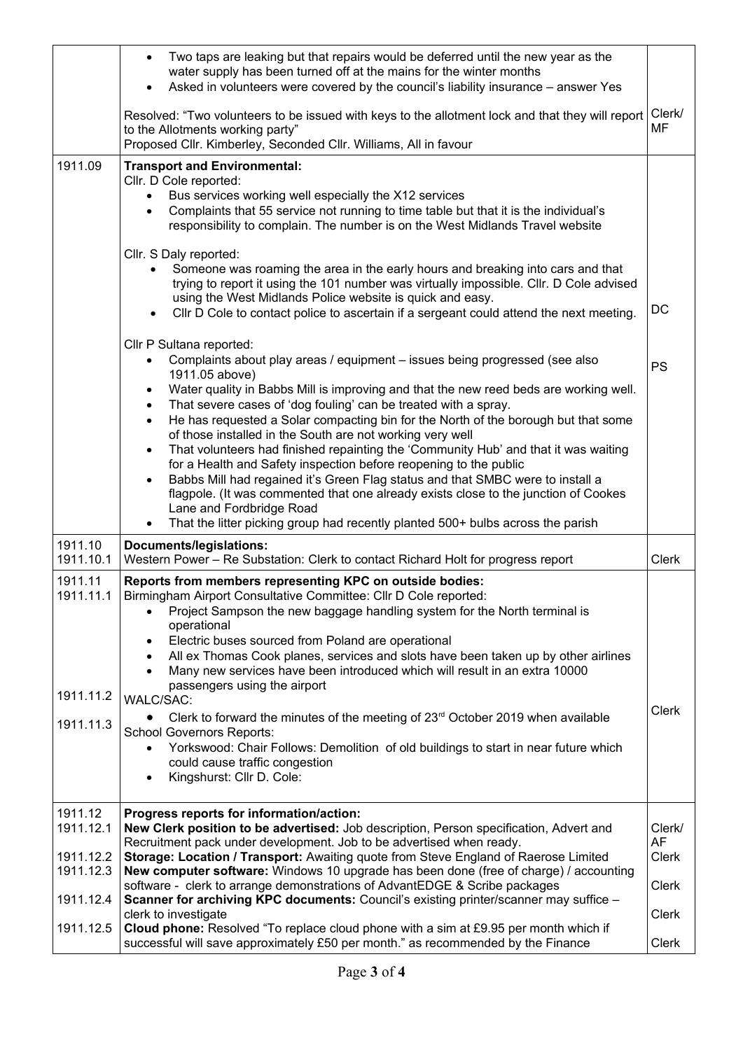| | | |
|---|---|---|
| | • Two taps are leaking but that repairs would be deferred until the new year as the water supply has been turned off at the mains for the winter months<br>• Asked in volunteers were covered by the council's liability insurance – answer Yes<br><br>Resolved: "Two volunteers to be issued with keys to the allotment lock and that they will report to the Allotments working party"<br>Proposed Cllr. Kimberley, Seconded Cllr. Williams, All in favour | Clerk/ MF |
| 1911.09 | **Transport and Environmental:**<br>Cllr. D Cole reported:<br>• Bus services working well especially the X12 services<br>• Complaints that 55 service not running to time table but that it is the individual's responsibility to complain. The number is on the West Midlands Travel website<br><br>Cllr. S Daly reported:<br>• Someone was roaming the area in the early hours and breaking into cars and that trying to report it using the 101 number was virtually impossible. Cllr. D Cole advised using the West Midlands Police website is quick and easy.<br>• Cllr D Cole to contact police to ascertain if a sergeant could attend the next meeting.<br><br>Cllr P Sultana reported:<br>• Complaints about play areas / equipment – issues being progressed (see also 1911.05 above)<br>• Water quality in Babbs Mill is improving and that the new reed beds are working well.<br>• That severe cases of 'dog fouling' can be treated with a spray.<br>• He has requested a Solar compacting bin for the North of the borough but that some of those installed in the South are not working very well<br>• That volunteers had finished repainting the 'Community Hub' and that it was waiting for a Health and Safety inspection before reopening to the public<br>• Babbs Mill had regained it's Green Flag status and that SMBC were to install a flagpole. (It was commented that one already exists close to the junction of Cookes Lane and Fordbridge Road<br>• That the litter picking group had recently planted 500+ bulbs across the parish | DC<br><br>PS |
| 1911.10<br>1911.10.1 | **Documents/legislations:**<br>Western Power – Re Substation: Clerk to contact Richard Holt for progress report | Clerk |
| 1911.11<br>1911.11.1<br><br><br><br><br><br>1911.11.2<br><br>1911.11.3 | **Reports from members representing KPC on outside bodies:**<br>Birmingham Airport Consultative Committee: Cllr D Cole reported:<br>• Project Sampson the new baggage handling system for the North terminal is operational<br>• Electric buses sourced from Poland are operational<br>• All ex Thomas Cook planes, services and slots have been taken up by other airlines<br>• Many new services have been introduced which will result in an extra 10000 passengers using the airport<br>WALC/SAC:<br>• Clerk to forward the minutes of the meeting of 23rd October 2019 when available<br>School Governors Reports:<br>• Yorkswood: Chair Follows: Demolition of old buildings to start in near future which could cause traffic congestion<br>• Kingshurst: Cllr D. Cole: | Clerk |
| 1911.12<br>1911.12.1<br><br>1911.12.2<br>1911.12.3<br><br>1911.12.4<br><br>1911.12.5 | **Progress reports for information/action:**<br>**New Clerk position to be advertised:** Job description, Person specification, Advert and Recruitment pack under development. Job to be advertised when ready.<br>**Storage: Location / Transport:** Awaiting quote from Steve England of Raerose Limited<br>**New computer software:** Windows 10 upgrade has been done (free of charge) / accounting software - clerk to arrange demonstrations of AdvantEDGE & Scribe packages<br>**Scanner for archiving KPC documents:** Council's existing printer/scanner may suffice – clerk to investigate<br>**Cloud phone:** Resolved "To replace cloud phone with a sim at £9.95 per month which if successful will save approximately £50 per month." as recommended by the Finance | Clerk/ AF<br>Clerk<br><br>Clerk<br><br>Clerk<br><br>Clerk |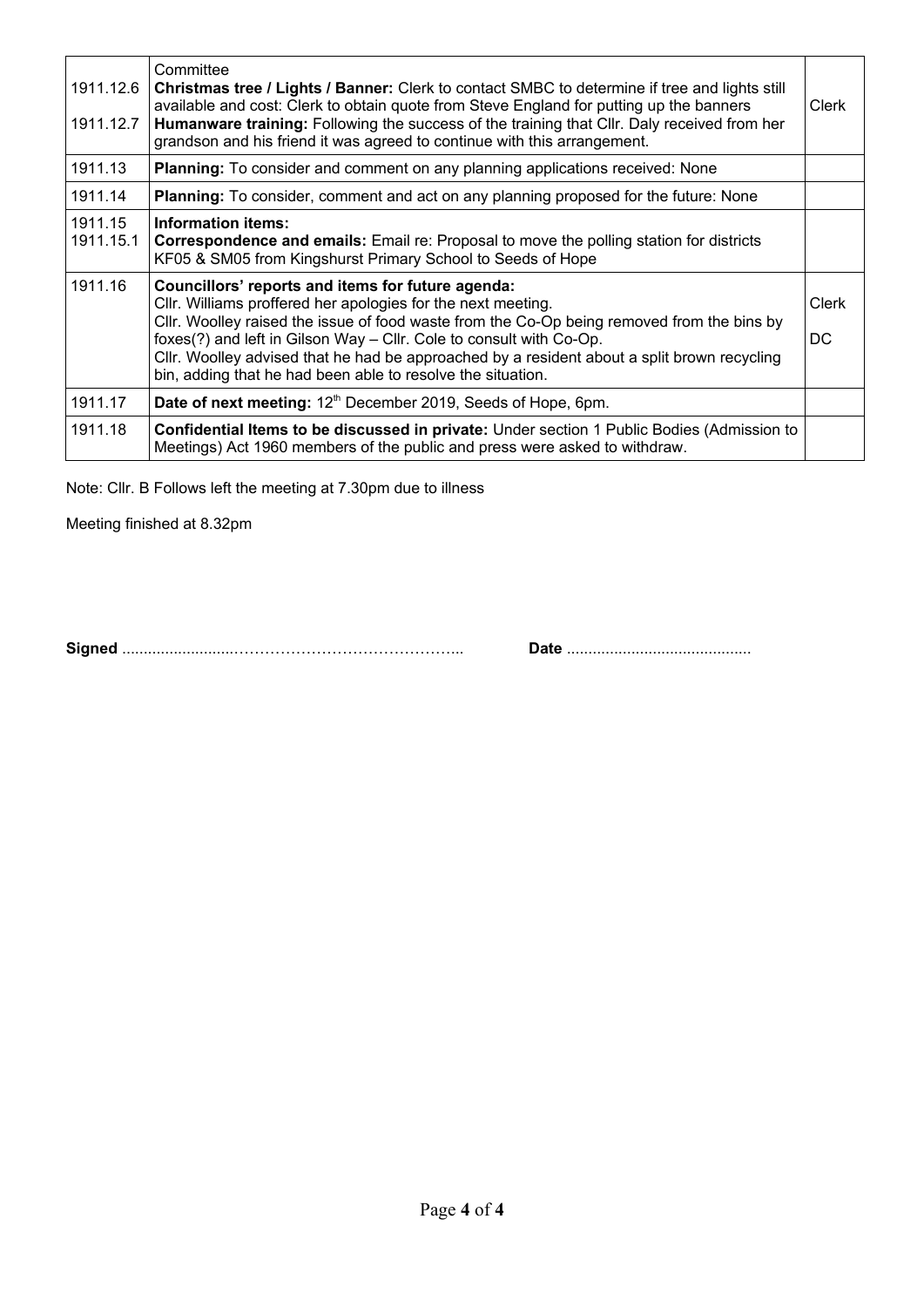| | | |
|---|---|---|
| 1911.12.6<br><br>1911.12.7 | Committee<br>**Christmas tree / Lights / Banner:** Clerk to contact SMBC to determine if tree and lights still available and cost: Clerk to obtain quote from Steve England for putting up the banners<br>**Humanware training:** Following the success of the training that Cllr. Daly received from her grandson and his friend it was agreed to continue with this arrangement. | Clerk |
| 1911.13 | **Planning:** To consider and comment on any planning applications received: None | |
| 1911.14 | **Planning:** To consider, comment and act on any planning proposed for the future: None | |
| 1911.15<br>1911.15.1 | **Information items:**<br>**Correspondence and emails:** Email re: Proposal to move the polling station for districts KF05 & SM05 from Kingshurst Primary School to Seeds of Hope | |
| 1911.16 | **Councillors' reports and items for future agenda:**<br>Cllr. Williams proffered her apologies for the next meeting.<br>Cllr. Woolley raised the issue of food waste from the Co-Op being removed from the bins by foxes(?) and left in Gilson Way – Cllr. Cole to consult with Co-Op.<br>Cllr. Woolley advised that he had be approached by a resident about a split brown recycling bin, adding that he had been able to resolve the situation. | Clerk<br><br>DC |
| 1911.17 | **Date of next meeting:** 12th December 2019, Seeds of Hope, 6pm. | |
| 1911.18 | **Confidential Items to be discussed in private:** Under section 1 Public Bodies (Admission to Meetings) Act 1960 members of the public and press were asked to withdraw. | |

Note: Cllr. B Follows left the meeting at 7.30pm due to illness

Meeting finished at 8.32pm

**Signed** ......................................................................... **Date** ..........................................